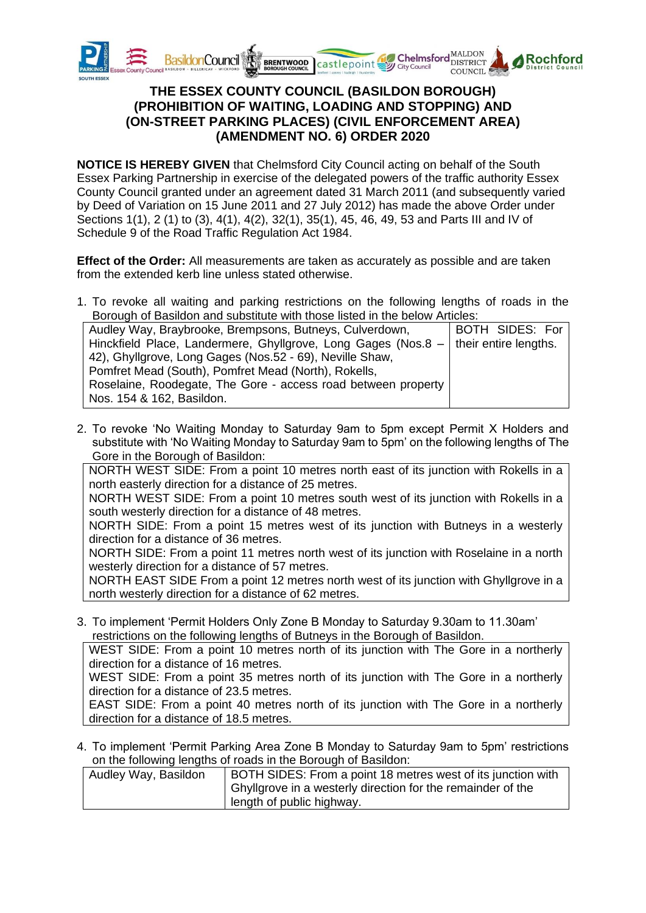# THE ESSEX COUNTY COUNCIL (BASILDON BOROUGH) (PROHIBITION OF WAITING, LOADING AND STOPPING) AND (ON-STREET PARKING PLACES) (CIVIL ENFORCEMENT AREA) (AMENDMENT NO. 6) ORDER 2020

**NOTICE IS HEREBY GIVEN** that Chelmsford City Council acting on behalf of the South Essex Parking Partnership in exercise of the delegated powers of the traffic authority Essex County Council granted under an agreement dated 31 March 2011 (and subsequently varied by Deed of Variation on 15 June 2011 and 27 July 2012) has made the above Order under Sections 1(1), 2 (1) to (3), 4(1), 4(2), 32(1), 35(1), 45, 46, 49, 53 and Parts III and IV of Schedule 9 of the Road Traffic Regulation Act 1984.

**Effect of the Order:** All measurements are taken as accurately as possible and are taken from the extended kerb line unless stated otherwise.

1. To revoke all waiting and parking restrictions on the following lengths of roads in the Borough of Basildon and substitute with those listed in the below Articles:

| Audley Way, Braybrooke, Brempsons, Butneys, Culverdown, Hinckfield Place, Landermere, Ghyllgrove, Long Gages (Nos.8 – 42), Ghyllgrove, Long Gages (Nos.52 - 69), Neville Shaw, Pomfret Mead (South), Pomfret Mead (North), Rokells, Roselaine, Roodegate, The Gore - access road between property Nos. 154 & 162, Basildon. | BOTH SIDES: For their entire lengths. |
|---|---|

2. To revoke 'No Waiting Monday to Saturday 9am to 5pm except Permit X Holders and substitute with 'No Waiting Monday to Saturday 9am to 5pm' on the following lengths of The Gore in the Borough of Basildon:

| NORTH WEST SIDE: From a point 10 metres north east of its junction with Rokells in a north easterly direction for a distance of 25 metres.<br>NORTH WEST SIDE: From a point 10 metres south west of its junction with Rokells in a south westerly direction for a distance of 48 metres.<br>NORTH SIDE: From a point 15 metres west of its junction with Butneys in a westerly direction for a distance of 36 metres.<br>NORTH SIDE: From a point 11 metres north west of its junction with Roselaine in a north westerly direction for a distance of 57 metres.<br>NORTH EAST SIDE From a point 12 metres north west of its junction with Ghyllgrove in a north westerly direction for a distance of 62 metres. |
|---|

3. To implement 'Permit Holders Only Zone B Monday to Saturday 9.30am to 11.30am' restrictions on the following lengths of Butneys in the Borough of Basildon.

| WEST SIDE: From a point 10 metres north of its junction with The Gore in a northerly direction for a distance of 16 metres.<br>WEST SIDE: From a point 35 metres north of its junction with The Gore in a northerly direction for a distance of 23.5 metres.<br>EAST SIDE: From a point 40 metres north of its junction with The Gore in a northerly direction for a distance of 18.5 metres. |
|---|

4. To implement 'Permit Parking Area Zone B Monday to Saturday 9am to 5pm' restrictions on the following lengths of roads in the Borough of Basildon:

| Audley Way, Basildon | BOTH SIDES: From a point 18 metres west of its junction with Ghyllgrove in a westerly direction for the remainder of the length of public highway. |
|---|---|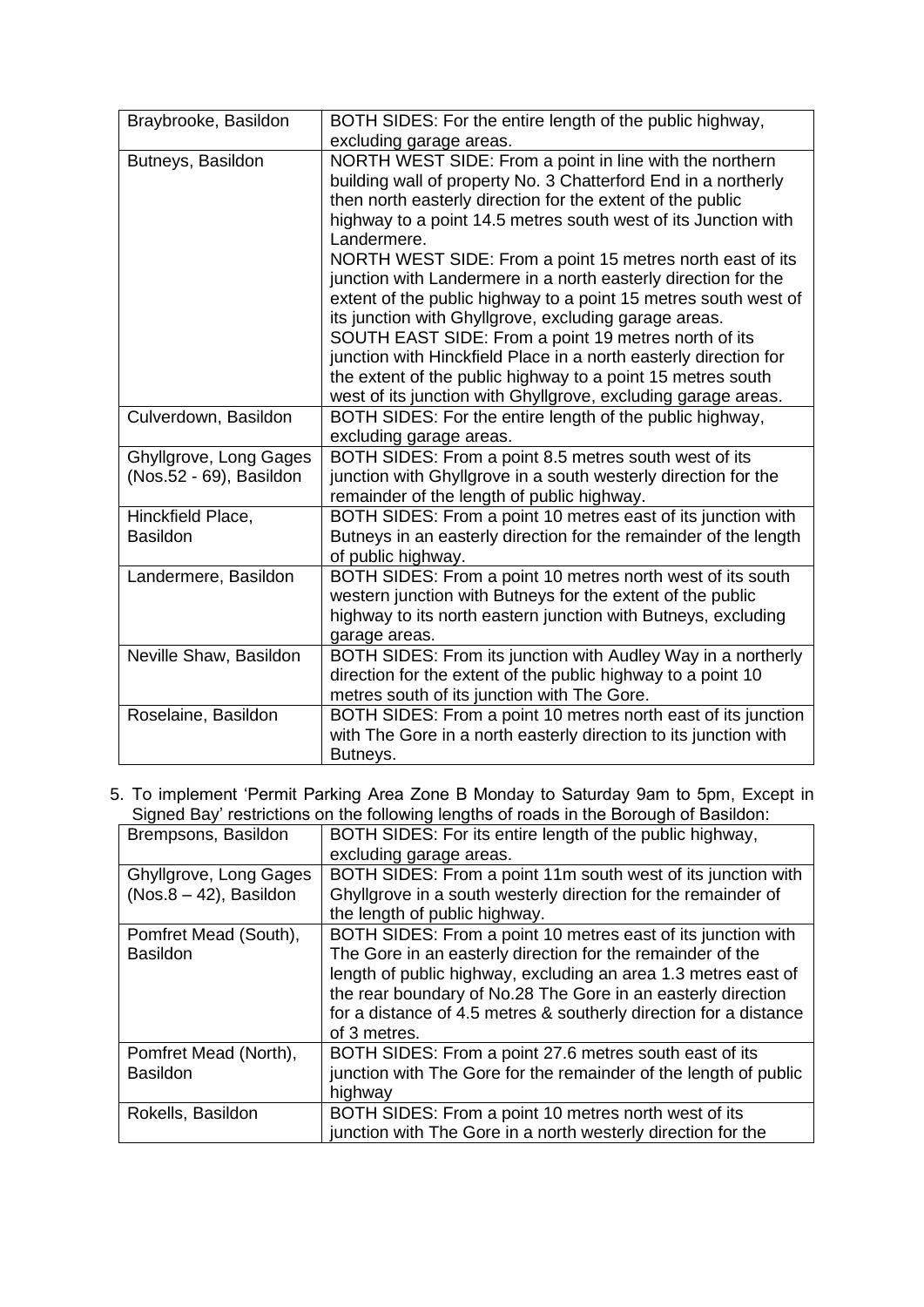| | |
|---|---|
| Braybrooke, Basildon | BOTH SIDES: For the entire length of the public highway, excluding garage areas. |
| Butneys, Basildon | NORTH WEST SIDE: From a point in line with the northern building wall of property No. 3 Chatterford End in a northerly then north easterly direction for the extent of the public highway to a point 14.5 metres south west of its Junction with Landermere.<br>NORTH WEST SIDE: From a point 15 metres north east of its junction with Landermere in a north easterly direction for the extent of the public highway to a point 15 metres south west of its junction with Ghyllgrove, excluding garage areas.<br>SOUTH EAST SIDE: From a point 19 metres north of its junction with Hinckfield Place in a north easterly direction for the extent of the public highway to a point 15 metres south west of its junction with Ghyllgrove, excluding garage areas. |
| Culverdown, Basildon | BOTH SIDES: For the entire length of the public highway, excluding garage areas. |
| Ghyllgrove, Long Gages (Nos.52 - 69), Basildon | BOTH SIDES: From a point 8.5 metres south west of its junction with Ghyllgrove in a south westerly direction for the remainder of the length of public highway. |
| Hinckfield Place, Basildon | BOTH SIDES: From a point 10 metres east of its junction with Butneys in an easterly direction for the remainder of the length of public highway. |
| Landermere, Basildon | BOTH SIDES: From a point 10 metres north west of its south western junction with Butneys for the extent of the public highway to its north eastern junction with Butneys, excluding garage areas. |
| Neville Shaw, Basildon | BOTH SIDES: From its junction with Audley Way in a northerly direction for the extent of the public highway to a point 10 metres south of its junction with The Gore. |
| Roselaine, Basildon | BOTH SIDES: From a point 10 metres north east of its junction with The Gore in a north easterly direction to its junction with Butneys. |

5. To implement 'Permit Parking Area Zone B Monday to Saturday 9am to 5pm, Except in Signed Bay' restrictions on the following lengths of roads in the Borough of Basildon:

| | |
|---|---|
| Brempsons, Basildon | BOTH SIDES: For its entire length of the public highway, excluding garage areas. |
| Ghyllgrove, Long Gages (Nos.8 – 42), Basildon | BOTH SIDES: From a point 11m south west of its junction with Ghyllgrove in a south westerly direction for the remainder of the length of public highway. |
| Pomfret Mead (South), Basildon | BOTH SIDES: From a point 10 metres east of its junction with The Gore in an easterly direction for the remainder of the length of public highway, excluding an area 1.3 metres east of the rear boundary of No.28 The Gore in an easterly direction for a distance of 4.5 metres & southerly direction for a distance of 3 metres. |
| Pomfret Mead (North), Basildon | BOTH SIDES: From a point 27.6 metres south east of its junction with The Gore for the remainder of the length of public highway |
| Rokells, Basildon | BOTH SIDES: From a point 10 metres north west of its junction with The Gore in a north westerly direction for the |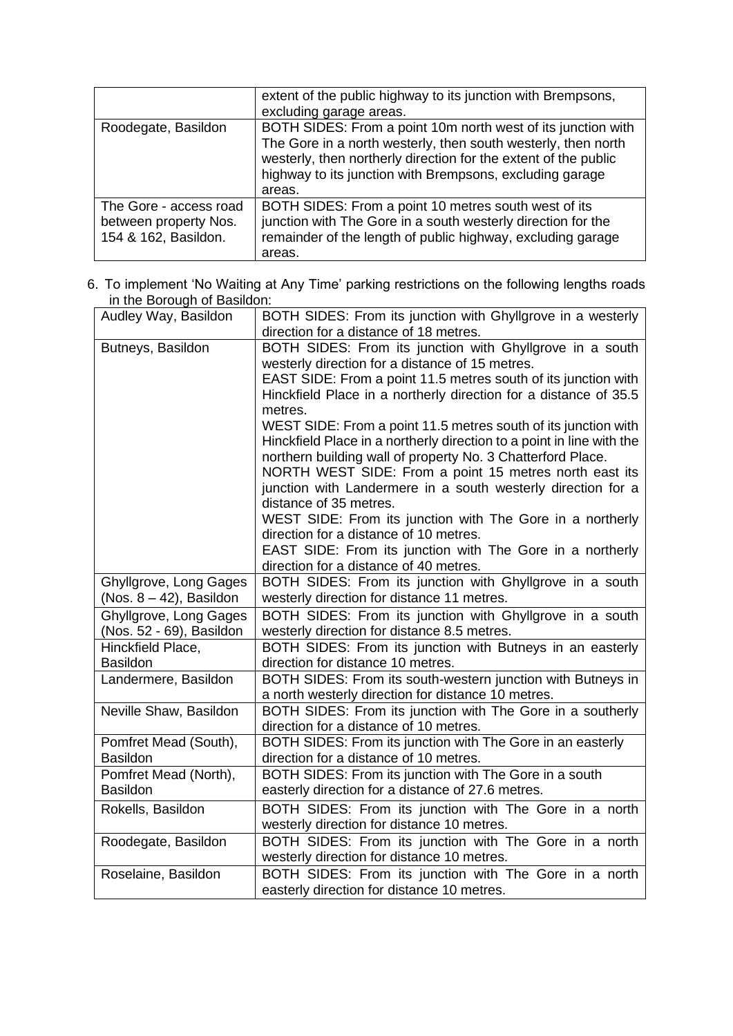| | |
|---|---|
| | extent of the public highway to its junction with Brempsons, excluding garage areas. |
| Roodegate, Basildon | BOTH SIDES: From a point 10m north west of its junction with The Gore in a north westerly, then south westerly, then north westerly, then northerly direction for the extent of the public highway to its junction with Brempsons, excluding garage areas. |
| The Gore - access road between property Nos. 154 & 162, Basildon. | BOTH SIDES: From a point 10 metres south west of its junction with The Gore in a south westerly direction for the remainder of the length of public highway, excluding garage areas. |

6. To implement 'No Waiting at Any Time' parking restrictions on the following lengths roads in the Borough of Basildon:

| | |
|---|---|
| Audley Way, Basildon | BOTH SIDES: From its junction with Ghyllgrove in a westerly direction for a distance of 18 metres. |
| Butneys, Basildon | BOTH SIDES: From its junction with Ghyllgrove in a south westerly direction for a distance of 15 metres.<br>EAST SIDE: From a point 11.5 metres south of its junction with Hinckfield Place in a northerly direction for a distance of 35.5 metres.<br>WEST SIDE: From a point 11.5 metres south of its junction with Hinckfield Place in a northerly direction to a point in line with the northern building wall of property No. 3 Chatterford Place.<br>NORTH WEST SIDE: From a point 15 metres north east its junction with Landermere in a south westerly direction for a distance of 35 metres.<br>WEST SIDE: From its junction with The Gore in a northerly direction for a distance of 10 metres.<br>EAST SIDE: From its junction with The Gore in a northerly direction for a distance of 40 metres. |
| Ghyllgrove, Long Gages (Nos. 8 – 42), Basildon | BOTH SIDES: From its junction with Ghyllgrove in a south westerly direction for distance 11 metres. |
| Ghyllgrove, Long Gages (Nos. 52 - 69), Basildon | BOTH SIDES: From its junction with Ghyllgrove in a south westerly direction for distance 8.5 metres. |
| Hinckfield Place, Basildon | BOTH SIDES: From its junction with Butneys in an easterly direction for distance 10 metres. |
| Landermere, Basildon | BOTH SIDES: From its south-western junction with Butneys in a north westerly direction for distance 10 metres. |
| Neville Shaw, Basildon | BOTH SIDES: From its junction with The Gore in a southerly direction for a distance of 10 metres. |
| Pomfret Mead (South), Basildon | BOTH SIDES: From its junction with The Gore in an easterly direction for a distance of 10 metres. |
| Pomfret Mead (North), Basildon | BOTH SIDES: From its junction with The Gore in a south easterly direction for a distance of 27.6 metres. |
| Rokells, Basildon | BOTH SIDES: From its junction with The Gore in a north westerly direction for distance 10 metres. |
| Roodegate, Basildon | BOTH SIDES: From its junction with The Gore in a north westerly direction for distance 10 metres. |
| Roselaine, Basildon | BOTH SIDES: From its junction with The Gore in a north easterly direction for distance 10 metres. |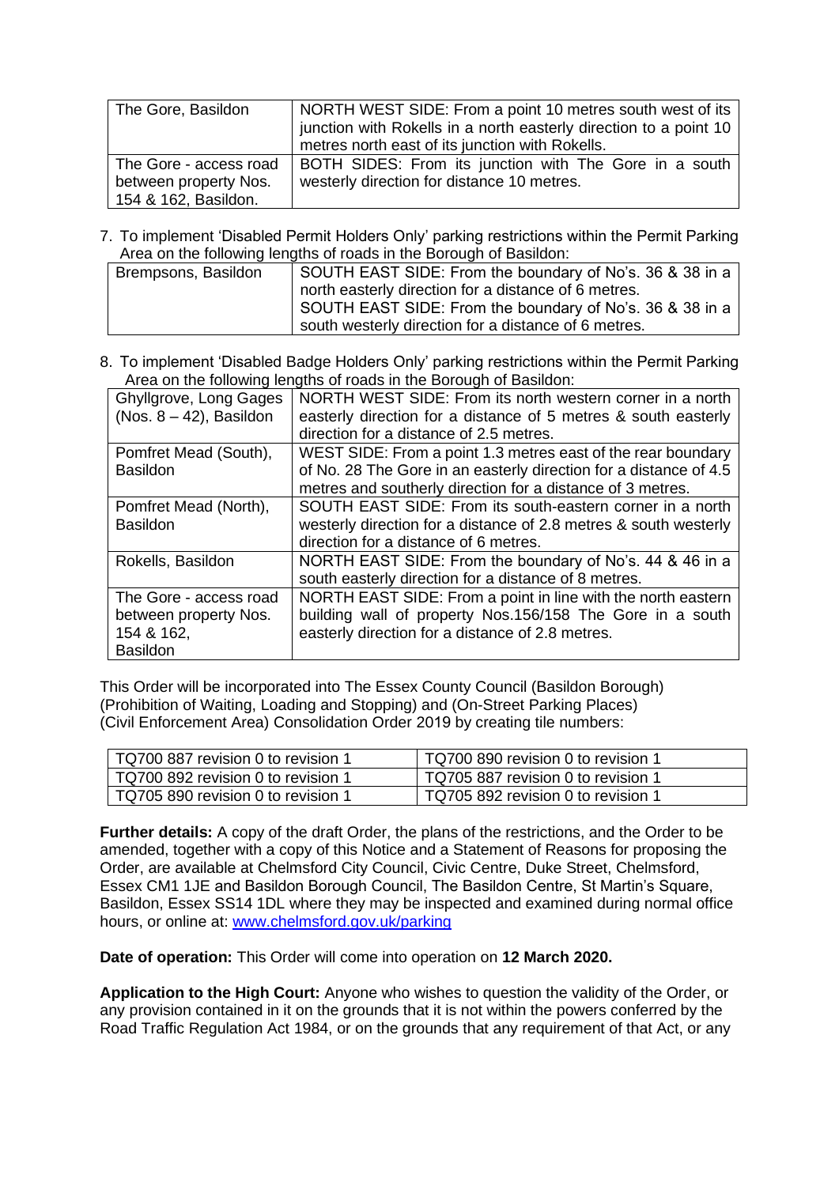| The Gore, Basildon | NORTH WEST SIDE: From a point 10 metres south west of its junction with Rokells in a north easterly direction to a point 10 metres north east of its junction with Rokells. |
|---|---|
| The Gore - access road between property Nos. 154 & 162, Basildon. | BOTH SIDES: From its junction with The Gore in a south westerly direction for distance 10 metres. |

7. To implement 'Disabled Permit Holders Only' parking restrictions within the Permit Parking Area on the following lengths of roads in the Borough of Basildon:

| Brempsons, Basildon | SOUTH EAST SIDE: From the boundary of No's. 36 & 38 in a north easterly direction for a distance of 6 metres.<br>SOUTH EAST SIDE: From the boundary of No's. 36 & 38 in a south westerly direction for a distance of 6 metres. |
|---|---|

8. To implement 'Disabled Badge Holders Only' parking restrictions within the Permit Parking Area on the following lengths of roads in the Borough of Basildon:

| Ghyllgrove, Long Gages (Nos. 8 – 42), Basildon | NORTH WEST SIDE: From its north western corner in a north easterly direction for a distance of 5 metres & south easterly direction for a distance of 2.5 metres. |
|---|---|
| Pomfret Mead (South), Basildon | WEST SIDE: From a point 1.3 metres east of the rear boundary of No. 28 The Gore in an easterly direction for a distance of 4.5 metres and southerly direction for a distance of 3 metres. |
| Pomfret Mead (North), Basildon | SOUTH EAST SIDE: From its south-eastern corner in a north westerly direction for a distance of 2.8 metres & south westerly direction for a distance of 6 metres. |
| Rokells, Basildon | NORTH EAST SIDE: From the boundary of No's. 44 & 46 in a south easterly direction for a distance of 8 metres. |
| The Gore - access road between property Nos. 154 & 162, Basildon | NORTH EAST SIDE: From a point in line with the north eastern building wall of property Nos.156/158 The Gore in a south easterly direction for a distance of 2.8 metres. |

This Order will be incorporated into The Essex County Council (Basildon Borough) (Prohibition of Waiting, Loading and Stopping) and (On-Street Parking Places) (Civil Enforcement Area) Consolidation Order 2019 by creating tile numbers:

| TQ700 887 revision 0 to revision 1 | TQ700 890 revision 0 to revision 1 |
|---|---|
| TQ700 892 revision 0 to revision 1 | TQ705 887 revision 0 to revision 1 |
| TQ705 890 revision 0 to revision 1 | TQ705 892 revision 0 to revision 1 |

**Further details:** A copy of the draft Order, the plans of the restrictions, and the Order to be amended, together with a copy of this Notice and a Statement of Reasons for proposing the Order, are available at Chelmsford City Council, Civic Centre, Duke Street, Chelmsford, Essex CM1 1JE and Basildon Borough Council, The Basildon Centre, St Martin's Square, Basildon, Essex SS14 1DL where they may be inspected and examined during normal office hours, or online at: www.chelmsford.gov.uk/parking

**Date of operation:** This Order will come into operation on **12 March 2020.**

**Application to the High Court:** Anyone who wishes to question the validity of the Order, or any provision contained in it on the grounds that it is not within the powers conferred by the Road Traffic Regulation Act 1984, or on the grounds that any requirement of that Act, or any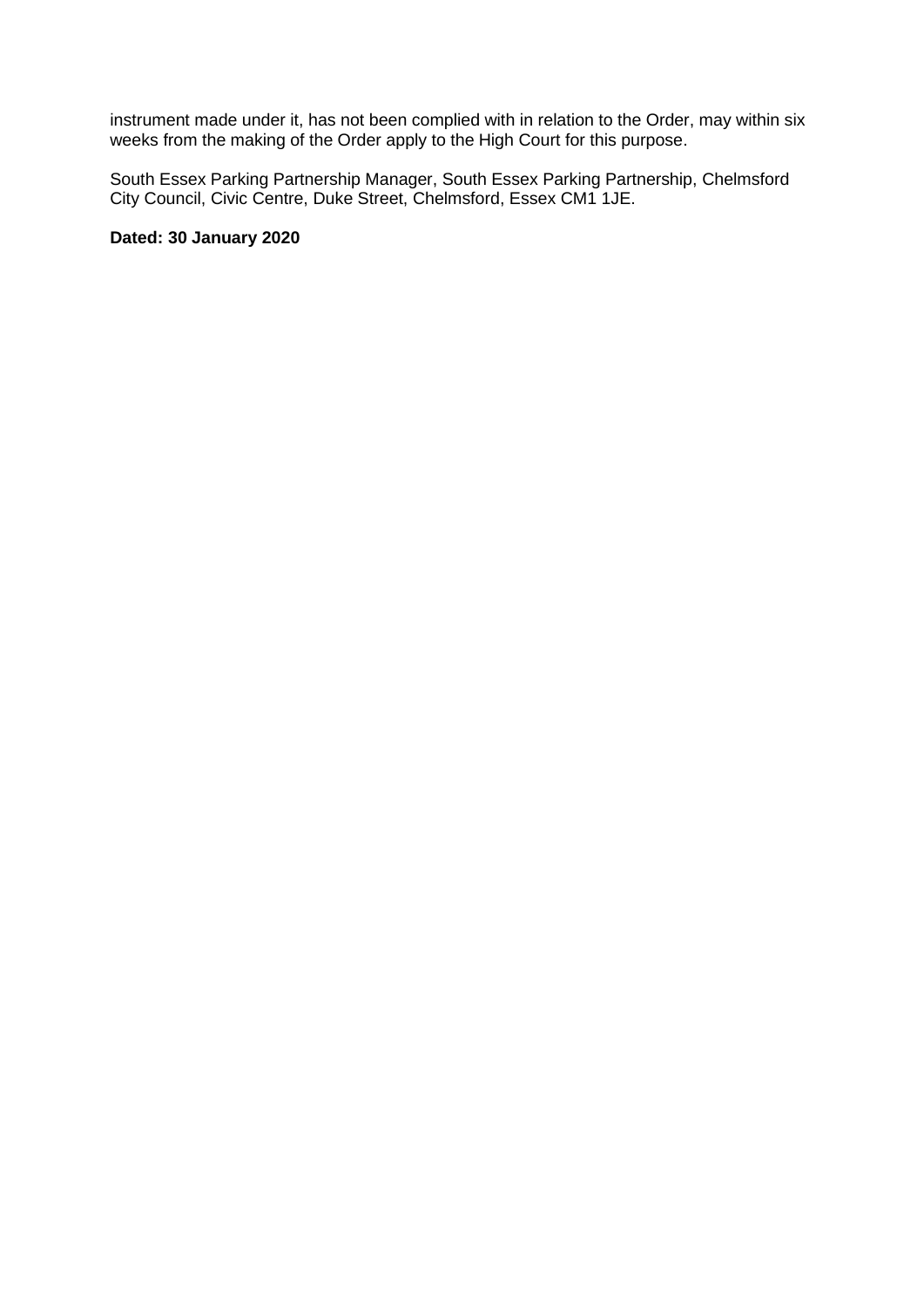instrument made under it, has not been complied with in relation to the Order, may within six weeks from the making of the Order apply to the High Court for this purpose.

South Essex Parking Partnership Manager, South Essex Parking Partnership, Chelmsford City Council, Civic Centre, Duke Street, Chelmsford, Essex CM1 1JE.

**Dated: 30 January 2020**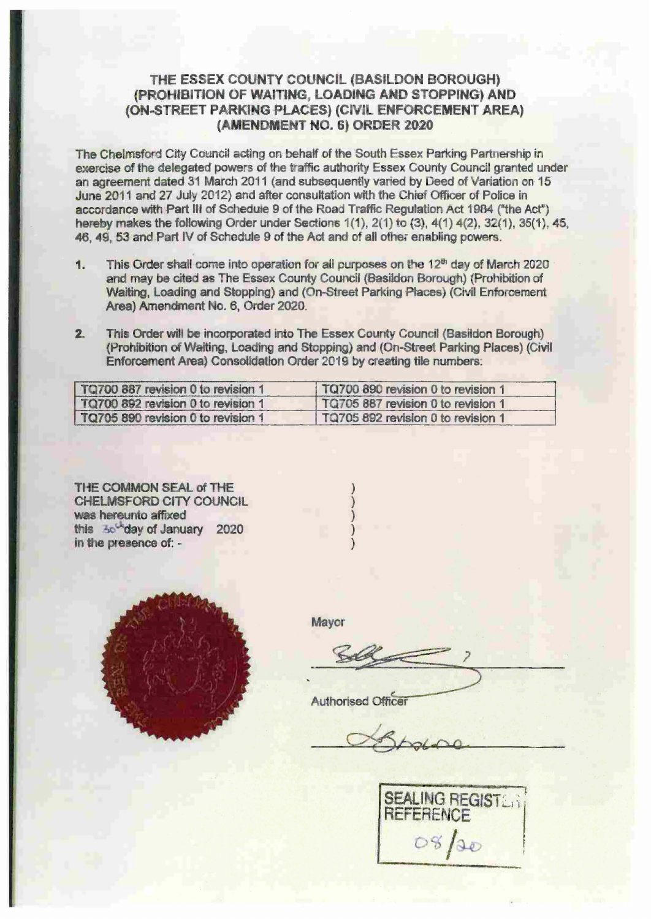# THE ESSEX COUNTY COUNCIL (BASILDON BOROUGH) (PROHIBITION OF WAITING, LOADING AND STOPPING) AND (ON-STREET PARKING PLACES) (CIVIL ENFORCEMENT AREA) (AMENDMENT NO. 6) ORDER 2020

The Chelmsford City Council acting on behalf of the South Essex Parking Partnership in exercise of the delegated powers of the traffic authority Essex County Council granted under an agreement dated 31 March 2011 (and subsequently varied by Deed of Variation on 15 June 2011 and 27 July 2012) and after consultation with the Chief Officer of Police in accordance with Part III of Schedule 9 of the Road Traffic Regulation Act 1984 ("the Act") hereby makes the following Order under Sections 1(1), 2(1) to (3), 4(1) 4(2), 32(1), 35(1), 45, 46, 49, 53 and Part IV of Schedule 9 of the Act and of all other enabling powers.

1. This Order shall come into operation for all purposes on the 12th day of March 2020 and may be cited as The Essex County Council (Basildon Borough) (Prohibition of Waiting, Loading and Stopping) and (On-Street Parking Places) (Civil Enforcement Area) Amendment No. 6, Order 2020.

2. This Order will be incorporated into The Essex County Council (Basildon Borough) (Prohibition of Waiting, Loading and Stopping) and (On-Street Parking Places) (Civil Enforcement Area) Consolidation Order 2019 by creating tile numbers:

| | |
|---|---|
| TQ700 887 revision 0 to revision 1 | TQ700 890 revision 0 to revision 1 |
| TQ700 892 revision 0 to revision 1 | TQ705 887 revision 0 to revision 1 |
| TQ705 890 revision 0 to revision 1 | TQ705 892 revision 0 to revision 1 |

THE COMMON SEAL of THE CHELMSFORD CITY COUNCIL was hereunto affixed this 30th day of January 2020 in the presence of: -

Mayor

Authorised Officer

SEALING REGISTER REFERENCE
08/20